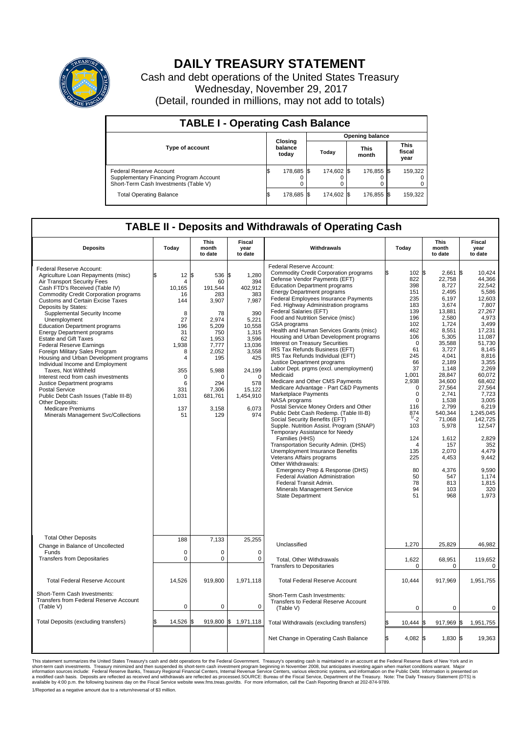# DAILY TREASURY STATEMENT

Cash and debt operations of the United States Treasury

Wednesday, November 29, 2017

(Detail, rounded in millions, may not add to totals)

## TABLE I - Operating Cash Balance

| Type of account | Closing balance today | Opening balance Today | Opening balance This month | Opening balance This fiscal year |
|---|---|---|---|---|
| Federal Reserve Account | $ 178,685 | $ 174,602 | $ 176,855 | $ 159,322 |
| Supplementary Financing Program Account | 0 | 0 | 0 | 0 |
| Short-Term Cash Investments (Table V) | 0 | 0 | 0 | 0 |
| Total Operating Balance | $ 178,685 | $ 174,602 | $ 176,855 | $ 159,322 |

## TABLE II - Deposits and Withdrawals of Operating Cash

| Deposits | Today | This month to date | Fiscal year to date |
|---|---|---|---|
| Federal Reserve Account: | | | |
| Agriculture Loan Repayments (misc) | $ 12 | $ 536 | $ 1,280 |
| Air Transport Security Fees | 4 | 60 | 394 |
| Cash FTD's Received (Table IV) | 10,165 | 191,544 | 402,912 |
| Commodity Credit Corporation programs | 16 | 283 | 383 |
| Customs and Certain Excise Taxes | 144 | 3,907 | 7,987 |
| Deposits by States: | | | |
| Supplemental Security Income | 8 | 78 | 390 |
| Unemployment | 27 | 2,974 | 5,221 |
| Education Department programs | 196 | 5,209 | 10,558 |
| Energy Department programs | 31 | 750 | 1,315 |
| Estate and Gift Taxes | 62 | 1,953 | 3,596 |
| Federal Reserve Earnings | 1,938 | 7,777 | 13,036 |
| Foreign Military Sales Program | 8 | 2,052 | 3,558 |
| Housing and Urban Development programs | 4 | 195 | 425 |
| Individual Income and Employment Taxes, Not Withheld | 355 | 5,988 | 24,199 |
| Interest recd from cash investments | 0 | 0 | 0 |
| Justice Department programs | 6 | 294 | 578 |
| Postal Service | 331 | 7,306 | 15,122 |
| Public Debt Cash Issues (Table III-B) | 1,031 | 681,761 | 1,454,910 |
| Other Deposits: | | | |
| Medicare Premiums | 137 | 3,158 | 6,073 |
| Minerals Management Svc/Collections | 51 | 129 | 974 |
| Total Other Deposits | 188 | 7,133 | 25,255 |
| Change in Balance of Uncollected Funds | 0 | 0 | 0 |
| Transfers from Depositaries | 0 | 0 | 0 |
| Total Federal Reserve Account | 14,526 | 919,800 | 1,971,118 |
| Short-Term Cash Investments: Transfers from Federal Reserve Account (Table V) | 0 | 0 | 0 |
| Total Deposits (excluding transfers) | $ 14,526 | $ 919,800 | $ 1,971,118 |

| Withdrawals | Today | This month to date | Fiscal year to date |
|---|---|---|---|
| Federal Reserve Account: | | | |
| Commodity Credit Corporation programs | $ 102 | $ 2,661 | $ 10,424 |
| Defense Vendor Payments (EFT) | 822 | 22,758 | 44,366 |
| Education Department programs | 398 | 8,727 | 22,542 |
| Energy Department programs | 151 | 2,495 | 5,586 |
| Federal Employees Insurance Payments | 235 | 6,197 | 12,603 |
| Fed. Highway Administration programs | 183 | 3,674 | 7,807 |
| Federal Salaries (EFT) | 139 | 13,881 | 27,267 |
| Food and Nutrition Service (misc) | 196 | 2,580 | 4,973 |
| GSA programs | 102 | 1,724 | 3,499 |
| Health and Human Services Grants (misc) | 462 | 8,551 | 17,231 |
| Housing and Urban Development programs | 106 | 5,305 | 11,087 |
| Interest on Treasury Securities | 0 | 35,588 | 51,730 |
| IRS Tax Refunds Business (EFT) | 61 | 3,727 | 8,145 |
| IRS Tax Refunds Individual (EFT) | 245 | 4,041 | 8,816 |
| Justice Department programs | 66 | 2,189 | 3,355 |
| Labor Dept. prgms (excl. unemployment) | 37 | 1,148 | 2,269 |
| Medicaid | 1,001 | 28,847 | 60,072 |
| Medicare and Other CMS Payments | 2,938 | 34,600 | 68,402 |
| Medicare Advantage - Part C&D Payments | 0 | 27,564 | 27,564 |
| Marketplace Payments | 0 | 2,741 | 7,723 |
| NASA programs | 0 | 1,538 | 3,005 |
| Postal Service Money Orders and Other | 116 | 2,799 | 6,219 |
| Public Debt Cash Redemp. (Table III-B) | 874 | 540,344 | 1,245,045 |
| Social Security Benefits (EFT) | [1] -2 | 71,068 | 142,725 |
| Supple. Nutrition Assist. Program (SNAP) | 103 | 5,978 | 12,547 |
| Temporary Assistance for Needy Families (HHS) | 124 | 1,612 | 2,829 |
| Transportation Security Admin. (DHS) | 4 | 157 | 352 |
| Unemployment Insurance Benefits | 135 | 2,070 | 4,479 |
| Veterans Affairs programs | 225 | 4,453 | 9,442 |
| Other Withdrawals: | | | |
| Emergency Prep & Response (DHS) | 80 | 4,376 | 9,590 |
| Federal Aviation Administration | 50 | 547 | 1,174 |
| Federal Transit Admin. | 78 | 813 | 1,815 |
| Minerals Management Service | 94 | 103 | 320 |
| State Department | 51 | 968 | 1,973 |
| Unclassified | 1,270 | 25,829 | 46,982 |
| Total, Other Withdrawals | 1,622 | 68,951 | 119,652 |
| Transfers to Depositaries | 0 | 0 | 0 |
| Total Federal Reserve Account | 10,444 | 917,969 | 1,951,755 |
| Short-Term Cash Investments: Transfers to Federal Reserve Account (Table V) | 0 | 0 | 0 |
| Total Withdrawals (excluding transfers) | $ 10,444 | $ 917,969 | $ 1,951,755 |
| Net Change in Operating Cash Balance | $ 4,082 | $ 1,830 | $ 19,363 |

This statement summarizes the United States Treasury's cash and debt operations for the Federal Government. Treasury's operating cash is maintained in an account at the Federal Reserve Bank of New York and in short-term cash investments. Treasury minimized and then suspended its short-term cash investment program beginning in November 2008, but anticipates investing again when market conditions warrant. Major information sources include: Federal Reserve Banks, Treasury Regional Financial Centers, Internal Revenue Service Centers, various electronic systems, and information on the Public Debt. Information is presented on a modified cash basis. Deposits are reflected as received and withdrawals are reflected as processed.SOURCE: Bureau of the Fiscal Service, Department of the Treasury. Note: The Daily Treasury Statement (DTS) is available by 4:00 p.m. the following business day on the Fiscal Service website www.fms.treas.gov/dts. For more information, call the Cash Reporting Branch at 202-874-9789.

1/Reported as a negative amount due to a return/reversal of $3 million.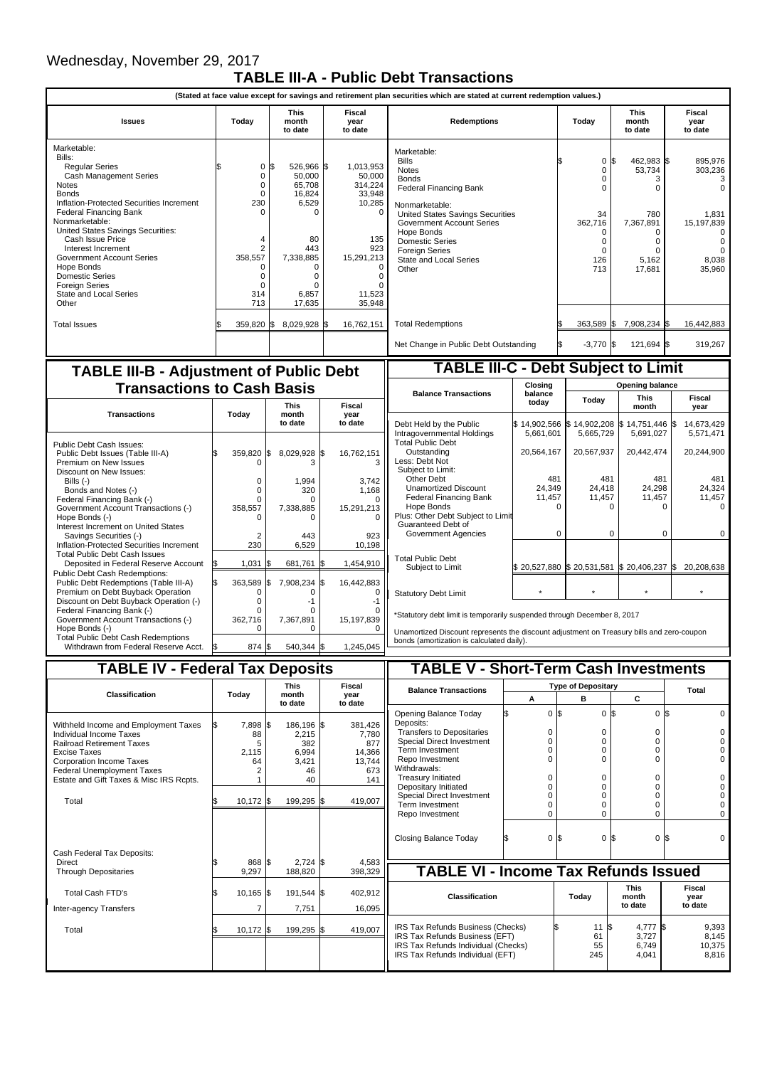Wednesday, November 29, 2017

# TABLE III-A - Public Debt Transactions

(Stated at face value except for savings and retirement plan securities which are stated at current redemption values.)

| Issues | Today | This month to date | Fiscal year to date |
|---|---|---|---|
| Marketable: | | | |
| Bills: | | | |
| Regular Series | $ 0 | $ 526,966 | $ 1,013,953 |
| Cash Management Series | 0 | 50,000 | 50,000 |
| Notes | 0 | 65,708 | 314,224 |
| Bonds | 0 | 16,824 | 33,948 |
| Inflation-Protected Securities Increment | 230 | 6,529 | 10,285 |
| Federal Financing Bank | 0 | 0 | 0 |
| Nonmarketable: | | | |
| United States Savings Securities: | | | |
| Cash Issue Price | 4 | 80 | 135 |
| Interest Increment | 2 | 443 | 923 |
| Government Account Series | 358,557 | 7,338,885 | 15,291,213 |
| Hope Bonds | 0 | 0 | 0 |
| Domestic Series | 0 | 0 | 0 |
| Foreign Series | 0 | 0 | 0 |
| State and Local Series | 314 | 6,857 | 11,523 |
| Other | 713 | 17,635 | 35,948 |
| Total Issues | $ 359,820 | $ 8,029,928 | $ 16,762,151 |

| Redemptions | Today | This month to date | Fiscal year to date |
|---|---|---|---|
| Marketable: | | | |
| Bills | $ 0 | $ 462,983 | $ 895,976 |
| Notes | 0 | 53,734 | 303,236 |
| Bonds | 0 | 3 | 3 |
| Federal Financing Bank | 0 | 0 | 0 |
| Nonmarketable: | | | |
| United States Savings Securities | 34 | 780 | 1,831 |
| Government Account Series | 362,716 | 7,367,891 | 15,197,839 |
| Hope Bonds | 0 | 0 | 0 |
| Domestic Series | 0 | 0 | 0 |
| Foreign Series | 0 | 0 | 0 |
| State and Local Series | 126 | 5,162 | 8,038 |
| Other | 713 | 17,681 | 35,960 |
| Total Redemptions | $ 363,589 | $ 7,908,234 | $ 16,442,883 |
| Net Change in Public Debt Outstanding | $ -3,770 | $ 121,694 | $ 319,267 |

# TABLE III-B - Adjustment of Public Debt Transactions to Cash Basis

| Transactions | Today | This month to date | Fiscal year to date |
|---|---|---|---|
| Public Debt Cash Issues: | | | |
| Public Debt Issues (Table III-A) | $ 359,820 | $ 8,029,928 | $ 16,762,151 |
| Premium on New Issues | 0 | 3 | 3 |
| Discount on New Issues: | | | |
| Bills (-) | 0 | 1,994 | 3,742 |
| Bonds and Notes (-) | 0 | 320 | 1,168 |
| Federal Financing Bank (-) | 0 | 0 | 0 |
| Government Account Transactions (-) | 358,557 | 7,338,885 | 15,291,213 |
| Hope Bonds (-) | 0 | 0 | 0 |
| Interest Increment on United States Savings Securities (-) | 2 | 443 | 923 |
| Inflation-Protected Securities Increment | 230 | 6,529 | 10,198 |
| Total Public Debt Cash Issues Deposited in Federal Reserve Account | $ 1,031 | $ 681,761 | $ 1,454,910 |
| Public Debt Cash Redemptions: | | | |
| Public Debt Redemptions (Table III-A) | $ 363,589 | $ 7,908,234 | $ 16,442,883 |
| Premium on Debt Buyback Operation | 0 | 0 | 0 |
| Discount on Debt Buyback Operation (-) | 0 | -1 | -1 |
| Federal Financing Bank (-) | 0 | 0 | 0 |
| Government Account Transactions (-) | 362,716 | 7,367,891 | 15,197,839 |
| Hope Bonds (-) | 0 | 0 | 0 |
| Total Public Debt Cash Redemptions Withdrawn from Federal Reserve Acct. | $ 874 | $ 540,344 | $ 1,245,045 |

# TABLE III-C - Debt Subject to Limit

| Balance Transactions | Closing balance today | Opening balance Today | Opening balance This month | Opening balance Fiscal year |
|---|---|---|---|---|
| Debt Held by the Public | $ 14,902,566 | $ 14,902,208 | $ 14,751,446 | $ 14,673,429 |
| Intragovernmental Holdings | 5,661,601 | 5,665,729 | 5,691,027 | 5,571,471 |
| Total Public Debt Outstanding | 20,564,167 | 20,567,937 | 20,442,474 | 20,244,900 |
| Less: Debt Not Subject to Limit: | | | | |
| Other Debt | 481 | 481 | 481 | 481 |
| Unamortized Discount | 24,349 | 24,418 | 24,298 | 24,324 |
| Federal Financing Bank | 11,457 | 11,457 | 11,457 | 11,457 |
| Hope Bonds | 0 | 0 | 0 | 0 |
| Plus: Other Debt Subject to Limit | | | | |
| Guaranteed Debt of Government Agencies | 0 | 0 | 0 | 0 |
| Total Public Debt Subject to Limit | $ 20,527,880 | $ 20,531,581 | $ 20,406,237 | $ 20,208,638 |
| Statutory Debt Limit | * | * | * | * |

*Statutory debt limit is temporarily suspended through December 8, 2017

Unamortized Discount represents the discount adjustment on Treasury bills and zero-coupon bonds (amortization is calculated daily).

# TABLE IV - Federal Tax Deposits

| Classification | Today | This month to date | Fiscal year to date |
|---|---|---|---|
| Withheld Income and Employment Taxes | $ 7,898 | $ 186,196 | $ 381,426 |
| Individual Income Taxes | 88 | 2,215 | 7,780 |
| Railroad Retirement Taxes | 5 | 382 | 877 |
| Excise Taxes | 2,115 | 6,994 | 14,366 |
| Corporation Income Taxes | 64 | 3,421 | 13,744 |
| Federal Unemployment Taxes | 2 | 46 | 673 |
| Estate and Gift Taxes & Misc IRS Rcpts. | 1 | 40 | 141 |
| Total | $ 10,172 | $ 199,295 | $ 419,007 |
| Cash Federal Tax Deposits: | | | |
| Direct | $ 868 | $ 2,724 | $ 4,583 |
| Through Depositaries | 9,297 | 188,820 | 398,329 |
| Total Cash FTD's | $ 10,165 | $ 191,544 | $ 402,912 |
| Inter-agency Transfers | 7 | 7,751 | 16,095 |
| Total | $ 10,172 | $ 199,295 | $ 419,007 |

# TABLE V - Short-Term Cash Investments

| Balance Transactions | Type of Depositary A | Type of Depositary B | Type of Depositary C | Total |
|---|---|---|---|---|
| Opening Balance Today | $ 0 | $ 0 | $ 0 | $ 0 |
| Deposits: | | | | |
| Transfers to Depositaries | 0 | 0 | 0 | 0 |
| Special Direct Investment | 0 | 0 | 0 | 0 |
| Term Investment | 0 | 0 | 0 | 0 |
| Repo Investment | 0 | 0 | 0 | 0 |
| Withdrawals: | | | | |
| Treasury Initiated | 0 | 0 | 0 | 0 |
| Depositary Initiated | 0 | 0 | 0 | 0 |
| Special Direct Investment | 0 | 0 | 0 | 0 |
| Term Investment | 0 | 0 | 0 | 0 |
| Repo Investment | 0 | 0 | 0 | 0 |
| Closing Balance Today | $ 0 | $ 0 | $ 0 | $ 0 |

# TABLE VI - Income Tax Refunds Issued

| Classification | Today | This month to date | Fiscal year to date |
|---|---|---|---|
| IRS Tax Refunds Business (Checks) | $ 11 | $ 4,777 | $ 9,393 |
| IRS Tax Refunds Business (EFT) | 61 | 3,727 | 8,145 |
| IRS Tax Refunds Individual (Checks) | 55 | 6,749 | 10,375 |
| IRS Tax Refunds Individual (EFT) | 245 | 4,041 | 8,816 |